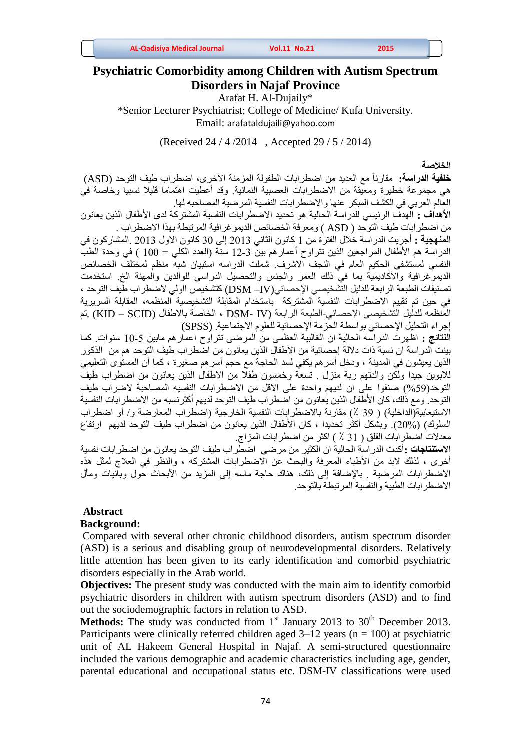# Psychiatric Comorbidity among Children with Autism Spectrum Disorders in Najaf Province

Arafat H. Al-Dujaily*

*Senior Lecturer Psychiatrist; College of Medicine/ Kufa University.

Email: arafataldujaili@yahoo.com

(Received 24 / 4 /2014 , Accepted 29 / 5 / 2014)

## الخلاصة

**خلفية الدراسة:** مقارناً مع العديد من اضطرابات الطفولة المزمنة الأخرى، اضطراب طيف التوحد (ASD) هي مجموعة خطيرة ومعيقة من الاضطرابات العصبية النمائية. وقد أعطيت اهتماما قليلا نسبيا وخاصة في العالم العربي في الكشف المبكر عنها والاضطرابات النفسية المرضية المصاحبة لها.

**الأهداف :** الهدف الرئيسي للدراسة الحالية هو تحديد الاضطرابات النفسية المشتركة لدى الأطفال الذين يعانون من اضطرابات طيف التوحد ( ASD ) ومعرفة الخصائص الديموغرافية المرتبطة بهذا الاضطراب .

**المنهجية :** أجريت الدراسة خلال الفترة من 1 كانون الثاني 2013 إلى 30 كانون الاول 2013. المشاركون في الدراسة هم الأطفال المراجعين الذين تتراوح أعمارهم بين 3-12 سنة (العدد الكلي = 100 ) في وحدة الطب النفسي لمستشفى الحكيم العام في النجف الاشرف. شملت الدراسه استبيان شبه منظم لمختلف الخصائص الديموغرافية والأكاديمية بما في ذلك العمر والجنس والتحصيل الدراسي للوالدين والمهنة الخ. استخدمت تصنيفات الطبعة الرابعة للدليل التشخيصي الإحصائي(DSM –IV) كتشخيص اولي لاضطراب طيف التوحد ، في حين تم تقييم الاضطرابات النفسية المشتركة باستخدام المقابلة التشخيصية المنظمه، المقابلة السريرية المنظمه للدليل التشخيصي الإحصائي-الطبعة الرابعة (DSM- IV ، الخاصة بالاطفال (KID – SCID). تم إجراء التحليل الإحصائي بواسطة الحزمة الإحصائية للعلوم الاجتماعية (SPSS).

**النتائج :** اظهرت الدراسه الحالية ان الغالبية العظمى من المرضى تتراوح اعمارهم مابين 5-10 سنوات. كما بينت الدراسة ان نسبة ذات دلالة إحصائية من الأطفال الذين يعانون من اضطراب طيف التوحد هم من الذكور الذين يعيشون في المدينة ، ودخل أسرهم يكفي لسد الحاجة مع حجم أسرهم صغيرة ، كما أن المستوى التعليمي للابوين جيدا ولكن والدتهم ربة منزل . تسعة وخمسون طفلا من الاطفال الذين يعانون من اضطراب طيف التوحد(59%) صنفوا على ان لديهم واحدة على الاقل من الاضطرابات النفسيه المصاحبة لاضراب طيف التوحد. ومع ذلك، كان الأطفال الذين يعانون من اضطراب طيف التوحد لديهم أكثرنسبه من الاضطرابات النفسية الاستيعابية(الداخلية) ( 39 ٪) مقارنة بالاضطرابات النفسية الخارجية (اضطراب المعارضة و/ أو اضطراب السلوك) (20%). وبشكل أكثر تحديدا ، كان الأطفال الذين يعانون من اضطراب طيف التوحد لديهم ارتفاع معدلات اضطرابات القلق ( 31 ٪ ) اكثر من اضطرابات المزاج.

**الاستنتاجات :** أكدت الدراسة الحالية ان الكثير من مرضى اضطراب طيف التوحد يعانون من اضطرابات نفسية أخرى ، لذلك لابد من الأطباء المعرفة والبحث عن الاضطرابات المشتركه ، والنظر في العلاج لمثل هذه الاضطرابات المرضية . بالإضافة إلى ذلك، هناك حاجة ماسه إلى المزيد من الأبحاث حول وبائيات ومآل الاضطرابات الطبية والنفسية المرتبطة بالتوحد.

## Abstract

**Background:**

Compared with several other chronic childhood disorders, autism spectrum disorder (ASD) is a serious and disabling group of neurodevelopmental disorders. Relatively little attention has been given to its early identification and comorbid psychiatric disorders especially in the Arab world.

**Objectives:** The present study was conducted with the main aim to identify comorbid psychiatric disorders in children with autism spectrum disorders (ASD) and to find out the sociodemographic factors in relation to ASD.

**Methods:** The study was conducted from 1st January 2013 to 30th December 2013. Participants were clinically referred children aged 3–12 years (n = 100) at psychiatric unit of AL Hakeem General Hospital in Najaf. A semi-structured questionnaire included the various demographic and academic characteristics including age, gender, parental educational and occupational status etc. DSM-IV classifications were used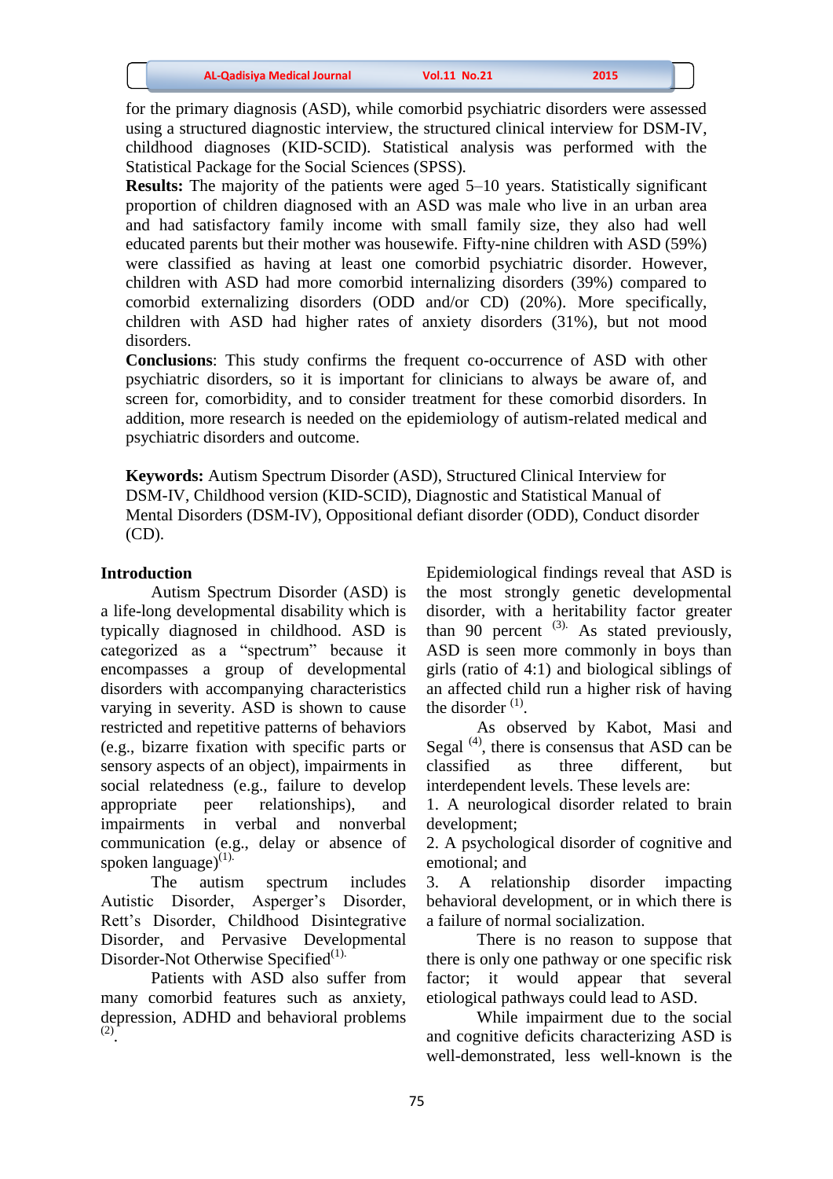for the primary diagnosis (ASD), while comorbid psychiatric disorders were assessed using a structured diagnostic interview, the structured clinical interview for DSM-IV, childhood diagnoses (KID-SCID). Statistical analysis was performed with the Statistical Package for the Social Sciences (SPSS).

**Results:** The majority of the patients were aged 5–10 years. Statistically significant proportion of children diagnosed with an ASD was male who live in an urban area and had satisfactory family income with small family size, they also had well educated parents but their mother was housewife. Fifty-nine children with ASD (59%) were classified as having at least one comorbid psychiatric disorder. However, children with ASD had more comorbid internalizing disorders (39%) compared to comorbid externalizing disorders (ODD and/or CD) (20%). More specifically, children with ASD had higher rates of anxiety disorders (31%), but not mood disorders.

**Conclusions**: This study confirms the frequent co-occurrence of ASD with other psychiatric disorders, so it is important for clinicians to always be aware of, and screen for, comorbidity, and to consider treatment for these comorbid disorders. In addition, more research is needed on the epidemiology of autism-related medical and psychiatric disorders and outcome.

**Keywords:** Autism Spectrum Disorder (ASD), Structured Clinical Interview for DSM-IV, Childhood version (KID-SCID), Diagnostic and Statistical Manual of Mental Disorders (DSM-IV), Oppositional defiant disorder (ODD), Conduct disorder (CD).

## Introduction

Autism Spectrum Disorder (ASD) is a life-long developmental disability which is typically diagnosed in childhood. ASD is categorized as a "spectrum" because it encompasses a group of developmental disorders with accompanying characteristics varying in severity. ASD is shown to cause restricted and repetitive patterns of behaviors (e.g., bizarre fixation with specific parts or sensory aspects of an object), impairments in social relatedness (e.g., failure to develop appropriate peer relationships), and impairments in verbal and nonverbal communication (e.g., delay or absence of spoken language)[1].

The autism spectrum includes Autistic Disorder, Asperger's Disorder, Rett's Disorder, Childhood Disintegrative Disorder, and Pervasive Developmental Disorder-Not Otherwise Specified[1].

Patients with ASD also suffer from many comorbid features such as anxiety, depression, ADHD and behavioral problems [2].

Epidemiological findings reveal that ASD is the most strongly genetic developmental disorder, with a heritability factor greater than 90 percent [3]. As stated previously, ASD is seen more commonly in boys than girls (ratio of 4:1) and biological siblings of an affected child run a higher risk of having the disorder [1].

As observed by Kabot, Masi and Segal [4], there is consensus that ASD can be classified as three different, but interdependent levels. These levels are:

1. A neurological disorder related to brain development;
2. A psychological disorder of cognitive and emotional; and
3. A relationship disorder impacting behavioral development, or in which there is a failure of normal socialization.

There is no reason to suppose that there is only one pathway or one specific risk factor; it would appear that several etiological pathways could lead to ASD.

While impairment due to the social and cognitive deficits characterizing ASD is well-demonstrated, less well-known is the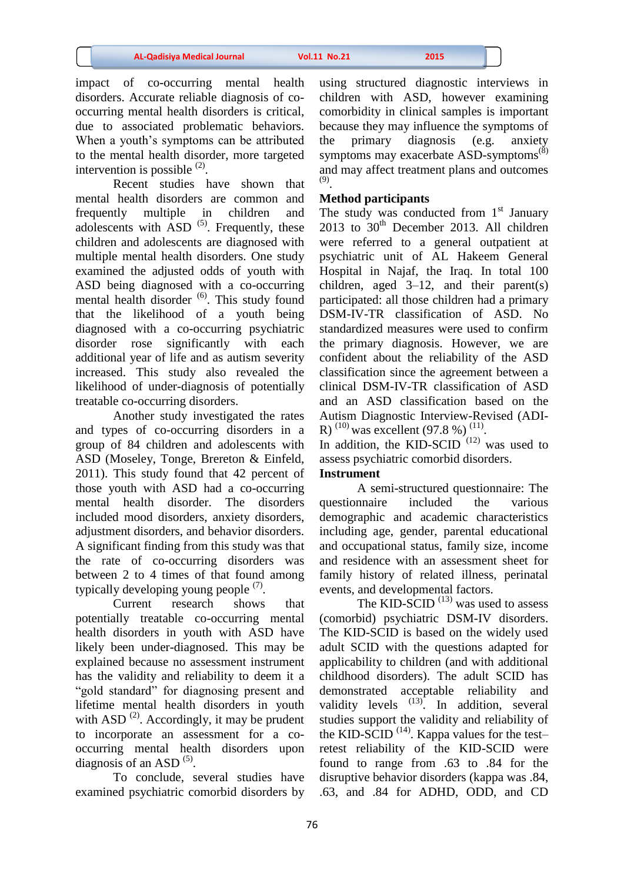impact of co-occurring mental health disorders. Accurate reliable diagnosis of co-occurring mental health disorders is critical, due to associated problematic behaviors. When a youth's symptoms can be attributed to the mental health disorder, more targeted intervention is possible [2].

Recent studies have shown that mental health disorders are common and frequently multiple in children and adolescents with ASD [5]. Frequently, these children and adolescents are diagnosed with multiple mental health disorders. One study examined the adjusted odds of youth with ASD being diagnosed with a co-occurring mental health disorder [6]. This study found that the likelihood of a youth being diagnosed with a co-occurring psychiatric disorder rose significantly with each additional year of life and as autism severity increased. This study also revealed the likelihood of under-diagnosis of potentially treatable co-occurring disorders.

Another study investigated the rates and types of co-occurring disorders in a group of 84 children and adolescents with ASD (Moseley, Tonge, Brereton & Einfeld, 2011). This study found that 42 percent of those youth with ASD had a co-occurring mental health disorder. The disorders included mood disorders, anxiety disorders, adjustment disorders, and behavior disorders. A significant finding from this study was that the rate of co-occurring disorders was between 2 to 4 times of that found among typically developing young people [7].

Current research shows that potentially treatable co-occurring mental health disorders in youth with ASD have likely been under-diagnosed. This may be explained because no assessment instrument has the validity and reliability to deem it a "gold standard" for diagnosing present and lifetime mental health disorders in youth with ASD [2]. Accordingly, it may be prudent to incorporate an assessment for a co-occurring mental health disorders upon diagnosis of an ASD [5].

To conclude, several studies have examined psychiatric comorbid disorders by using structured diagnostic interviews in children with ASD, however examining comorbidity in clinical samples is important because they may influence the symptoms of the primary diagnosis (e.g. anxiety symptoms may exacerbate ASD-symptoms[8] and may affect treatment plans and outcomes [9].

## Method participants

The study was conducted from 1st January 2013 to 30th December 2013. All children were referred to a general outpatient at psychiatric unit of AL Hakeem General Hospital in Najaf, the Iraq. In total 100 children, aged 3–12, and their parent(s) participated: all those children had a primary DSM-IV-TR classification of ASD. No standardized measures were used to confirm the primary diagnosis. However, we are confident about the reliability of the ASD classification since the agreement between a clinical DSM-IV-TR classification of ASD and an ASD classification based on the Autism Diagnostic Interview-Revised (ADI-R) [10] was excellent (97.8 %) [11].

In addition, the KID-SCID [12] was used to assess psychiatric comorbid disorders.

## Instrument

A semi-structured questionnaire: The questionnaire included the various demographic and academic characteristics including age, gender, parental educational and occupational status, family size, income and residence with an assessment sheet for family history of related illness, perinatal events, and developmental factors.

The KID-SCID [13] was used to assess (comorbid) psychiatric DSM-IV disorders. The KID-SCID is based on the widely used adult SCID with the questions adapted for applicability to children (and with additional childhood disorders). The adult SCID has demonstrated acceptable reliability and validity levels [13]. In addition, several studies support the validity and reliability of the KID-SCID [14]. Kappa values for the test–retest reliability of the KID-SCID were found to range from .63 to .84 for the disruptive behavior disorders (kappa was .84, .63, and .84 for ADHD, ODD, and CD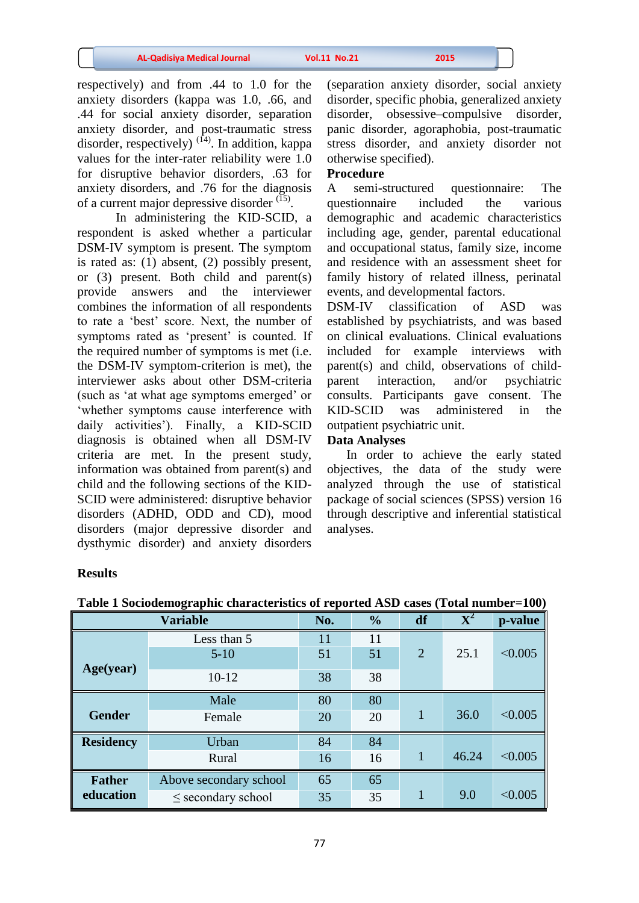respectively) and from .44 to 1.0 for the anxiety disorders (kappa was 1.0, .66, and .44 for social anxiety disorder, separation anxiety disorder, and post-traumatic stress disorder, respectively) [14]. In addition, kappa values for the inter-rater reliability were 1.0 for disruptive behavior disorders, .63 for anxiety disorders, and .76 for the diagnosis of a current major depressive disorder [15].

In administering the KID-SCID, a respondent is asked whether a particular DSM-IV symptom is present. The symptom is rated as: (1) absent, (2) possibly present, or (3) present. Both child and parent(s) provide answers and the interviewer combines the information of all respondents to rate a 'best' score. Next, the number of symptoms rated as 'present' is counted. If the required number of symptoms is met (i.e. the DSM-IV symptom-criterion is met), the interviewer asks about other DSM-criteria (such as 'at what age symptoms emerged' or 'whether symptoms cause interference with daily activities'). Finally, a KID-SCID diagnosis is obtained when all DSM-IV criteria are met. In the present study, information was obtained from parent(s) and child and the following sections of the KID-SCID were administered: disruptive behavior disorders (ADHD, ODD and CD), mood disorders (major depressive disorder and dysthymic disorder) and anxiety disorders (separation anxiety disorder, social anxiety disorder, specific phobia, generalized anxiety disorder, obsessive–compulsive disorder, panic disorder, agoraphobia, post-traumatic stress disorder, and anxiety disorder not otherwise specified).

**Procedure**

A semi-structured questionnaire: The questionnaire included the various demographic and academic characteristics including age, gender, parental educational and occupational status, family size, income and residence with an assessment sheet for family history of related illness, perinatal events, and developmental factors.

DSM-IV classification of ASD was established by psychiatrists, and was based on clinical evaluations. Clinical evaluations included for example interviews with parent(s) and child, observations of child-parent interaction, and/or psychiatric consults. Participants gave consent. The KID-SCID was administered in the outpatient psychiatric unit.

**Data Analyses**

In order to achieve the early stated objectives, the data of the study were analyzed through the use of statistical package of social sciences (SPSS) version 16 through descriptive and inferential statistical analyses.

**Results**

**Table 1 Sociodemographic characteristics of reported ASD cases (Total number=100)**

| Variable | | No. | % | df | $X^2$ | p-value |
|---|---|---|---|---|---|---|
| **Age(year)** | Less than 5 | 11 | 11 | 2 | 25.1 | <0.005 |
| | 5-10 | 51 | 51 | | | |
| | 10-12 | 38 | 38 | | | |
| **Gender** | Male | 80 | 80 | 1 | 36.0 | <0.005 |
| | Female | 20 | 20 | | | |
| **Residency** | Urban | 84 | 84 | 1 | 46.24 | <0.005 |
| | Rural | 16 | 16 | | | |
| **Father education** | Above secondary school | 65 | 65 | 1 | 9.0 | <0.005 |
| | ≤ secondary school | 35 | 35 | | | |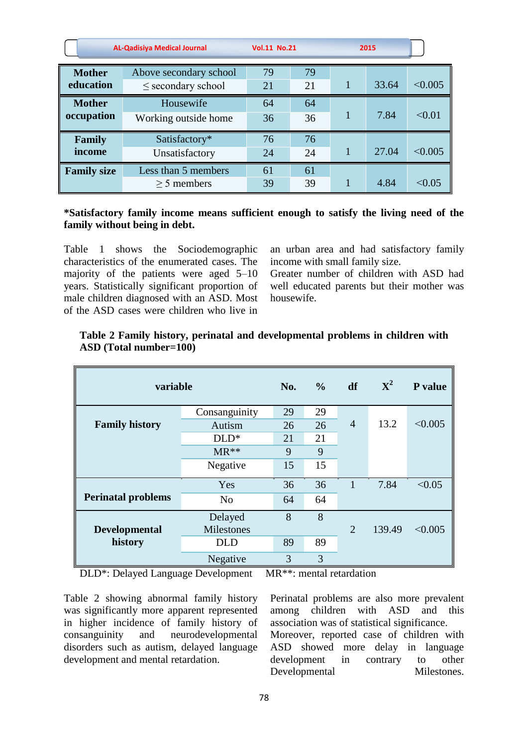| | | | | | | |
|---|---|---|---|---|---|---|
| **Mother education** | Above secondary school | 79 | 79 | 1 | 33.64 | <0.005 |
| | ≤ secondary school | 21 | 21 | | | |
| **Mother occupation** | Housewife | 64 | 64 | 1 | 7.84 | <0.01 |
| | Working outside home | 36 | 36 | | | |
| **Family income** | Satisfactory* | 76 | 76 | 1 | 27.04 | <0.005 |
| | Unsatisfactory | 24 | 24 | | | |
| **Family size** | Less than 5 members | 61 | 61 | 1 | 4.84 | <0.05 |
| | ≥ 5 members | 39 | 39 | | | |

**\*Satisfactory family income means sufficient enough to satisfy the living need of the family without being in debt.**

Table 1 shows the Sociodemographic characteristics of the enumerated cases. The majority of the patients were aged 5–10 years. Statistically significant proportion of male children diagnosed with an ASD. Most of the ASD cases were children who live in an urban area and had satisfactory family income with small family size.

Greater number of children with ASD had well educated parents but their mother was housewife.

**Table 2 Family history, perinatal and developmental problems in children with ASD (Total number=100)**

| variable | | No. | % | df | $X^2$ | P value |
|---|---|---|---|---|---|---|
| **Family history** | Consanguinity | 29 | 29 | 4 | 13.2 | <0.005 |
| | Autism | 26 | 26 | | | |
| | DLD* | 21 | 21 | | | |
| | MR** | 9 | 9 | | | |
| | Negative | 15 | 15 | | | |
| **Perinatal problems** | Yes | 36 | 36 | 1 | 7.84 | <0.05 |
| | No | 64 | 64 | | | |
| **Developmental history** | Delayed Milestones | 8 | 8 | 2 | 139.49 | <0.005 |
| | DLD | 89 | 89 | | | |
| | Negative | 3 | 3 | | | |

DLD*: Delayed Language Development MR**: mental retardation

Table 2 showing abnormal family history was significantly more apparent represented in higher incidence of family history of consanguinity and neurodevelopmental disorders such as autism, delayed language development and mental retardation.

Perinatal problems are also more prevalent among children with ASD and this association was of statistical significance.

Moreover, reported case of children with ASD showed more delay in language development in contrary to other Developmental Milestones.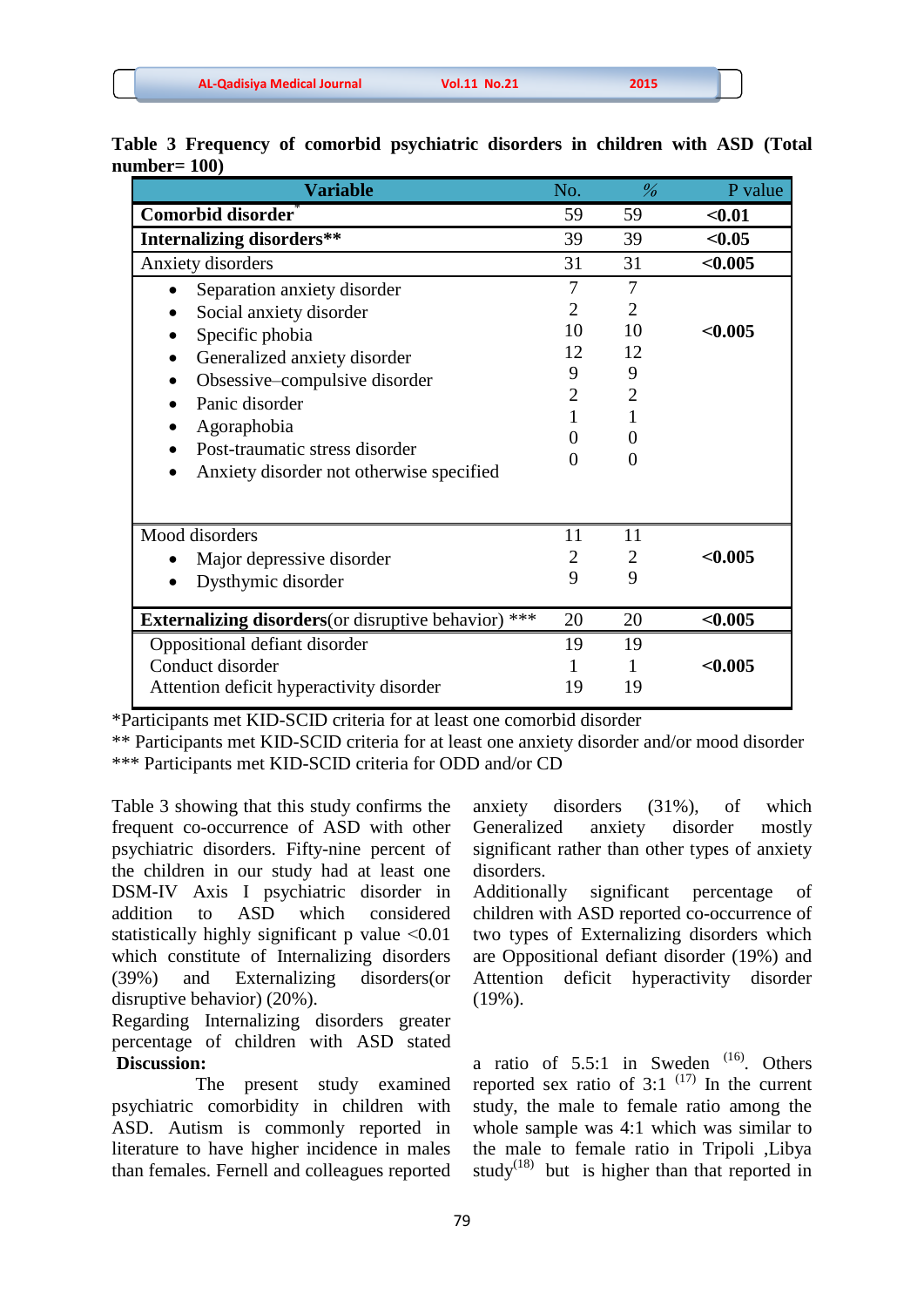**Table 3 Frequency of comorbid psychiatric disorders in children with ASD (Total number= 100)**

| Variable | No. | % | P value |
|---|---|---|---|
| **Comorbid disorder*** | 59 | 59 | **<0.01** |
| **Internalizing disorders**** | 39 | 39 | **<0.05** |
| Anxiety disorders | 31 | 31 | **<0.005** |
| • Separation anxiety disorder | 7 | 7 | **<0.005** |
| • Social anxiety disorder | 2 | 2 | |
| • Specific phobia | 10 | 10 | |
| • Generalized anxiety disorder | 12 | 12 | |
| • Obsessive–compulsive disorder | 9 | 9 | |
| • Panic disorder | 2 | 2 | |
| • Agoraphobia | 1 | 1 | |
| • Post-traumatic stress disorder | 0 | 0 | |
| • Anxiety disorder not otherwise specified | 0 | 0 | |
| Mood disorders | 11 | 11 | **<0.005** |
| • Major depressive disorder | 2 | 2 | |
| • Dysthymic disorder | 9 | 9 | |
| **Externalizing disorders**(or disruptive behavior) *** | 20 | 20 | **<0.005** |
| Oppositional defiant disorder | 19 | 19 | **<0.005** |
| Conduct disorder | 1 | 1 | |
| Attention deficit hyperactivity disorder | 19 | 19 | |

*Participants met KID-SCID criteria for at least one comorbid disorder
** Participants met KID-SCID criteria for at least one anxiety disorder and/or mood disorder
*** Participants met KID-SCID criteria for ODD and/or CD

Table 3 showing that this study confirms the frequent co-occurrence of ASD with other psychiatric disorders. Fifty-nine percent of the children in our study had at least one DSM-IV Axis I psychiatric disorder in addition to ASD which considered statistically highly significant p value <0.01 which constitute of Internalizing disorders (39%) and Externalizing disorders(or disruptive behavior) (20%).

Regarding Internalizing disorders greater percentage of children with ASD stated anxiety disorders (31%), of which Generalized anxiety disorder mostly significant rather than other types of anxiety disorders.

Additionally significant percentage of children with ASD reported co-occurrence of two types of Externalizing disorders which are Oppositional defiant disorder (19%) and Attention deficit hyperactivity disorder (19%).

**Discussion:**

The present study examined psychiatric comorbidity in children with ASD. Autism is commonly reported in literature to have higher incidence in males than females. Fernell and colleagues reported a ratio of 5.5:1 in Sweden [16]. Others reported sex ratio of 3:1 [17] In the current study, the male to female ratio among the whole sample was 4:1 which was similar to the male to female ratio in Tripoli ,Libya study[18] but is higher than that reported in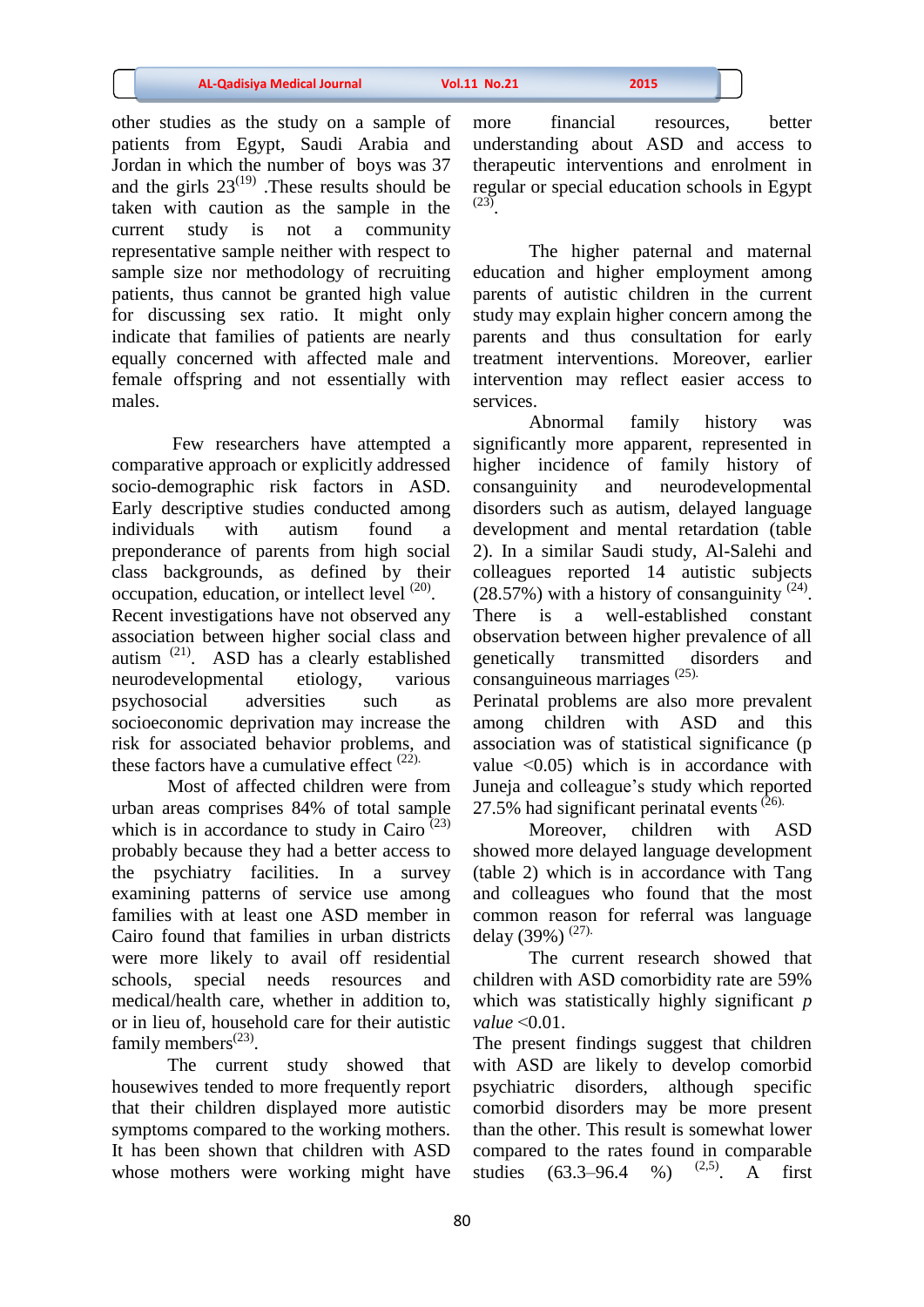other studies as the study on a sample of patients from Egypt, Saudi Arabia and Jordan in which the number of boys was 37 and the girls 23[19] .These results should be taken with caution as the sample in the current study is not a community representative sample neither with respect to sample size nor methodology of recruiting patients, thus cannot be granted high value for discussing sex ratio. It might only indicate that families of patients are nearly equally concerned with affected male and female offspring and not essentially with males.

Few researchers have attempted a comparative approach or explicitly addressed socio-demographic risk factors in ASD. Early descriptive studies conducted among individuals with autism found a preponderance of parents from high social class backgrounds, as defined by their occupation, education, or intellect level [20]. Recent investigations have not observed any association between higher social class and autism [21]. ASD has a clearly established neurodevelopmental etiology, various psychosocial adversities such as socioeconomic deprivation may increase the risk for associated behavior problems, and these factors have a cumulative effect [22].

Most of affected children were from urban areas comprises 84% of total sample which is in accordance to study in Cairo [23] probably because they had a better access to the psychiatry facilities. In a survey examining patterns of service use among families with at least one ASD member in Cairo found that families in urban districts were more likely to avail off residential schools, special needs resources and medical/health care, whether in addition to, or in lieu of, household care for their autistic family members[23].

The current study showed that housewives tended to more frequently report that their children displayed more autistic symptoms compared to the working mothers. It has been shown that children with ASD whose mothers were working might have more financial resources, better understanding about ASD and access to therapeutic interventions and enrolment in regular or special education schools in Egypt [23].

The higher paternal and maternal education and higher employment among parents of autistic children in the current study may explain higher concern among the parents and thus consultation for early treatment interventions. Moreover, earlier intervention may reflect easier access to services.

Abnormal family history was significantly more apparent, represented in higher incidence of family history of consanguinity and neurodevelopmental disorders such as autism, delayed language development and mental retardation (table 2). In a similar Saudi study, Al-Salehi and colleagues reported 14 autistic subjects (28.57%) with a history of consanguinity [24]. There is a well-established constant observation between higher prevalence of all genetically transmitted disorders and consanguineous marriages [25].

Perinatal problems are also more prevalent among children with ASD and this association was of statistical significance (p value <0.05) which is in accordance with Juneja and colleague's study which reported 27.5% had significant perinatal events [26].

Moreover, children with ASD showed more delayed language development (table 2) which is in accordance with Tang and colleagues who found that the most common reason for referral was language delay (39%) [27].

The current research showed that children with ASD comorbidity rate are 59% which was statistically highly significant *p value* <0.01.

The present findings suggest that children with ASD are likely to develop comorbid psychiatric disorders, although specific comorbid disorders may be more present than the other. This result is somewhat lower compared to the rates found in comparable studies (63.3–96.4 %) [2,5]. A first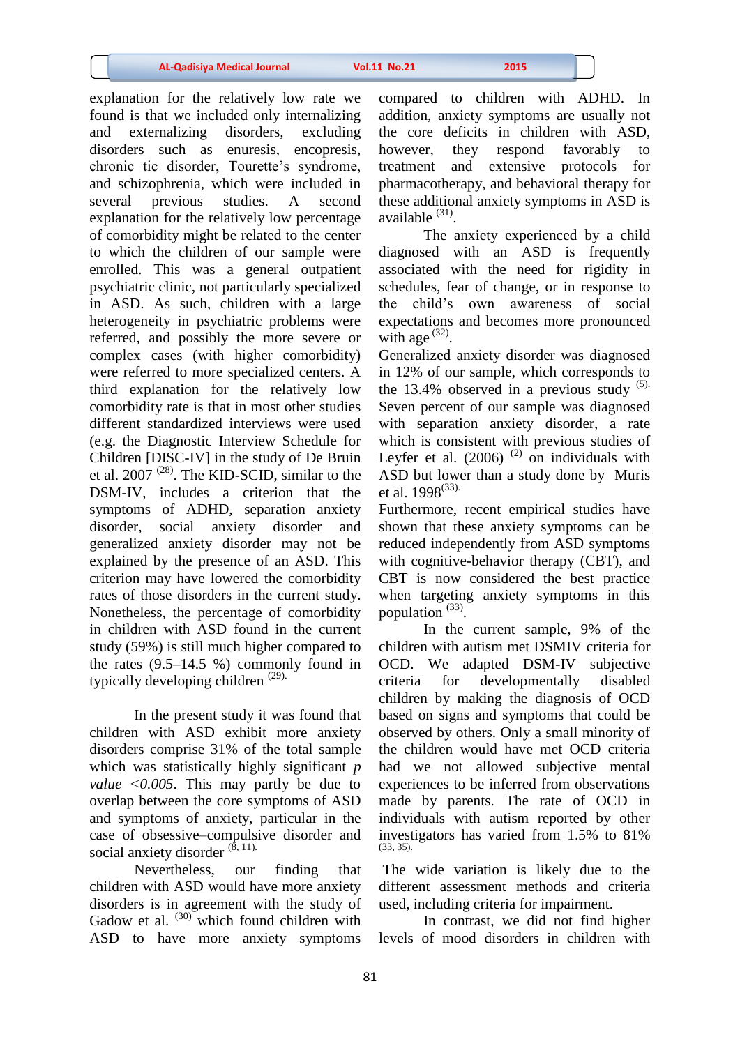explanation for the relatively low rate we found is that we included only internalizing and externalizing disorders, excluding disorders such as enuresis, encopresis, chronic tic disorder, Tourette's syndrome, and schizophrenia, which were included in several previous studies. A second explanation for the relatively low percentage of comorbidity might be related to the center to which the children of our sample were enrolled. This was a general outpatient psychiatric clinic, not particularly specialized in ASD. As such, children with a large heterogeneity in psychiatric problems were referred, and possibly the more severe or complex cases (with higher comorbidity) were referred to more specialized centers. A third explanation for the relatively low comorbidity rate is that in most other studies different standardized interviews were used (e.g. the Diagnostic Interview Schedule for Children [DISC-IV] in the study of De Bruin et al. 2007 [28]. The KID-SCID, similar to the DSM-IV, includes a criterion that the symptoms of ADHD, separation anxiety disorder, social anxiety disorder and generalized anxiety disorder may not be explained by the presence of an ASD. This criterion may have lowered the comorbidity rates of those disorders in the current study. Nonetheless, the percentage of comorbidity in children with ASD found in the current study (59%) is still much higher compared to the rates (9.5–14.5 %) commonly found in typically developing children [29].

In the present study it was found that children with ASD exhibit more anxiety disorders comprise 31% of the total sample which was statistically highly significant *p value <0.005*. This may partly be due to overlap between the core symptoms of ASD and symptoms of anxiety, particular in the case of obsessive–compulsive disorder and social anxiety disorder [8, 11].

Nevertheless, our finding that children with ASD would have more anxiety disorders is in agreement with the study of Gadow et al. [30] which found children with ASD to have more anxiety symptoms compared to children with ADHD. In addition, anxiety symptoms are usually not the core deficits in children with ASD, however, they respond favorably to treatment and extensive protocols for pharmacotherapy, and behavioral therapy for these additional anxiety symptoms in ASD is available [31].

The anxiety experienced by a child diagnosed with an ASD is frequently associated with the need for rigidity in schedules, fear of change, or in response to the child's own awareness of social expectations and becomes more pronounced with age [32].

Generalized anxiety disorder was diagnosed in 12% of our sample, which corresponds to the 13.4% observed in a previous study [5]. Seven percent of our sample was diagnosed with separation anxiety disorder, a rate which is consistent with previous studies of Leyfer et al. (2006) [2] on individuals with ASD but lower than a study done by Muris et al. 1998[33].

Furthermore, recent empirical studies have shown that these anxiety symptoms can be reduced independently from ASD symptoms with cognitive-behavior therapy (CBT), and CBT is now considered the best practice when targeting anxiety symptoms in this population [33].

In the current sample, 9% of the children with autism met DSMIV criteria for OCD. We adapted DSM-IV subjective criteria for developmentally disabled children by making the diagnosis of OCD based on signs and symptoms that could be observed by others. Only a small minority of the children would have met OCD criteria had we not allowed subjective mental experiences to be inferred from observations made by parents. The rate of OCD in individuals with autism reported by other investigators has varied from 1.5% to 81% [33, 35].

The wide variation is likely due to the different assessment methods and criteria used, including criteria for impairment.

In contrast, we did not find higher levels of mood disorders in children with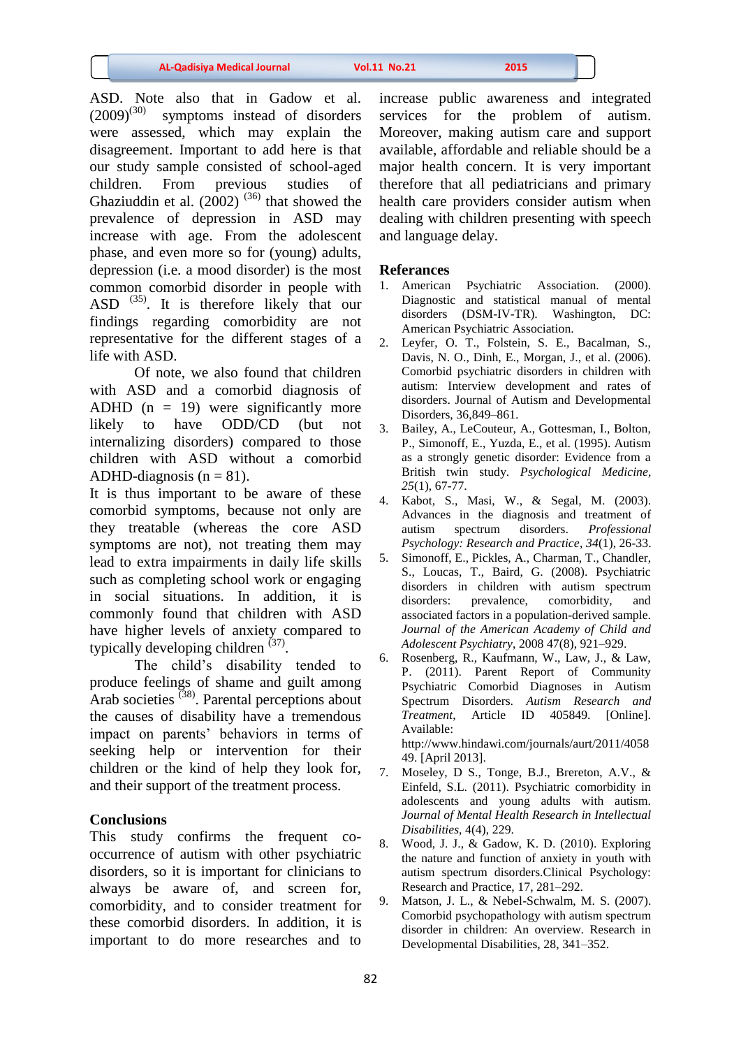ASD. Note also that in Gadow et al. (2009)[30] symptoms instead of disorders were assessed, which may explain the disagreement. Important to add here is that our study sample consisted of school-aged children. From previous studies of Ghaziuddin et al. (2002) [36] that showed the prevalence of depression in ASD may increase with age. From the adolescent phase, and even more so for (young) adults, depression (i.e. a mood disorder) is the most common comorbid disorder in people with ASD [35]. It is therefore likely that our findings regarding comorbidity are not representative for the different stages of a life with ASD.

Of note, we also found that children with ASD and a comorbid diagnosis of ADHD (n = 19) were significantly more likely to have ODD/CD (but not internalizing disorders) compared to those children with ASD without a comorbid ADHD-diagnosis (n = 81).

It is thus important to be aware of these comorbid symptoms, because not only are they treatable (whereas the core ASD symptoms are not), not treating them may lead to extra impairments in daily life skills such as completing school work or engaging in social situations. In addition, it is commonly found that children with ASD have higher levels of anxiety compared to typically developing children [37].

The child's disability tended to produce feelings of shame and guilt among Arab societies [38]. Parental perceptions about the causes of disability have a tremendous impact on parents' behaviors in terms of seeking help or intervention for their children or the kind of help they look for, and their support of the treatment process.

## Conclusions

This study confirms the frequent co-occurrence of autism with other psychiatric disorders, so it is important for clinicians to always be aware of, and screen for, comorbidity, and to consider treatment for these comorbid disorders. In addition, it is important to do more researches and to increase public awareness and integrated services for the problem of autism. Moreover, making autism care and support available, affordable and reliable should be a major health concern. It is very important therefore that all pediatricians and primary health care providers consider autism when dealing with children presenting with speech and language delay.

## Referances

1. American Psychiatric Association. (2000). Diagnostic and statistical manual of mental disorders (DSM-IV-TR). Washington, DC: American Psychiatric Association.
2. Leyfer, O. T., Folstein, S. E., Bacalman, S., Davis, N. O., Dinh, E., Morgan, J., et al. (2006). Comorbid psychiatric disorders in children with autism: Interview development and rates of disorders. Journal of Autism and Developmental Disorders, 36,849–861.
3. Bailey, A., LeCouteur, A., Gottesman, I., Bolton, P., Simonoff, E., Yuzda, E., et al. (1995). Autism as a strongly genetic disorder: Evidence from a British twin study. *Psychological Medicine*, *25*(1), 67-77.
4. Kabot, S., Masi, W., & Segal, M. (2003). Advances in the diagnosis and treatment of autism spectrum disorders. *Professional Psychology: Research and Practice*, *34*(1), 26-33.
5. Simonoff, E., Pickles, A., Charman, T., Chandler, S., Loucas, T., Baird, G. (2008). Psychiatric disorders in children with autism spectrum disorders: prevalence, comorbidity, and associated factors in a population-derived sample. *Journal of the American Academy of Child and Adolescent Psychiatry*, 2008 47(8), 921–929.
6. Rosenberg, R., Kaufmann, W., Law, J., & Law, P. (2011). Parent Report of Community Psychiatric Comorbid Diagnoses in Autism Spectrum Disorders. *Autism Research and Treatment*, Article ID 405849. [Online]. Available: http://www.hindawi.com/journals/aurt/2011/405849. [April 2013].
7. Moseley, D S., Tonge, B.J., Brereton, A.V., & Einfeld, S.L. (2011). Psychiatric comorbidity in adolescents and young adults with autism. *Journal of Mental Health Research in Intellectual Disabilities*, 4(4), 229.
8. Wood, J. J., & Gadow, K. D. (2010). Exploring the nature and function of anxiety in youth with autism spectrum disorders.Clinical Psychology: Research and Practice, 17, 281–292.
9. Matson, J. L., & Nebel-Schwalm, M. S. (2007). Comorbid psychopathology with autism spectrum disorder in children: An overview. Research in Developmental Disabilities, 28, 341–352.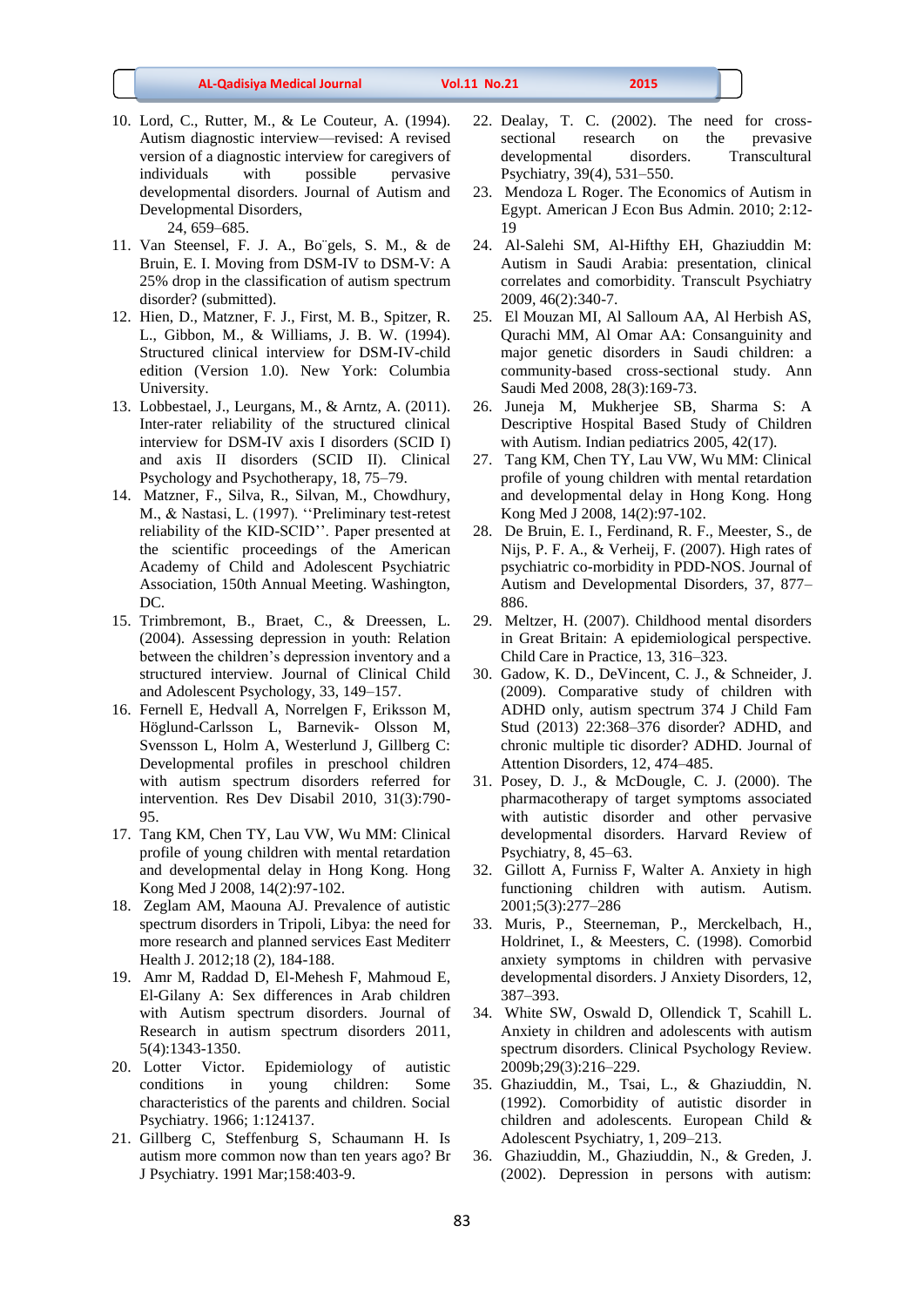10. Lord, C., Rutter, M., & Le Couteur, A. (1994). Autism diagnostic interview—revised: A revised version of a diagnostic interview for caregivers of individuals with possible pervasive developmental disorders. Journal of Autism and Developmental Disorders, 24, 659–685.
11. Van Steensel, F. J. A., Bo¨gels, S. M., & de Bruin, E. I. Moving from DSM-IV to DSM-V: A 25% drop in the classification of autism spectrum disorder? (submitted).
12. Hien, D., Matzner, F. J., First, M. B., Spitzer, R. L., Gibbon, M., & Williams, J. B. W. (1994). Structured clinical interview for DSM-IV-child edition (Version 1.0). New York: Columbia University.
13. Lobbestael, J., Leurgans, M., & Arntz, A. (2011). Inter-rater reliability of the structured clinical interview for DSM-IV axis I disorders (SCID I) and axis II disorders (SCID II). Clinical Psychology and Psychotherapy, 18, 75–79.
14. Matzner, F., Silva, R., Silvan, M., Chowdhury, M., & Nastasi, L. (1997). ''Preliminary test-retest reliability of the KID-SCID''. Paper presented at the scientific proceedings of the American Academy of Child and Adolescent Psychiatric Association, 150th Annual Meeting. Washington, DC.
15. Trimbremont, B., Braet, C., & Dreessen, L. (2004). Assessing depression in youth: Relation between the children's depression inventory and a structured interview. Journal of Clinical Child and Adolescent Psychology, 33, 149–157.
16. Fernell E, Hedvall A, Norrelgen F, Eriksson M, Höglund-Carlsson L, Barnevik- Olsson M, Svensson L, Holm A, Westerlund J, Gillberg C: Developmental profiles in preschool children with autism spectrum disorders referred for intervention. Res Dev Disabil 2010, 31(3):790-95.
17. Tang KM, Chen TY, Lau VW, Wu MM: Clinical profile of young children with mental retardation and developmental delay in Hong Kong. Hong Kong Med J 2008, 14(2):97-102.
18. Zeglam AM, Maouna AJ. Prevalence of autistic spectrum disorders in Tripoli, Libya: the need for more research and planned services East Mediterr Health J. 2012;18 (2), 184-188.
19. Amr M, Raddad D, El-Mehesh F, Mahmoud E, El-Gilany A: Sex differences in Arab children with Autism spectrum disorders. Journal of Research in autism spectrum disorders 2011, 5(4):1343-1350.
20. Lotter Victor. Epidemiology of autistic conditions in young children: Some characteristics of the parents and children. Social Psychiatry. 1966; 1:124137.
21. Gillberg C, Steffenburg S, Schaumann H. Is autism more common now than ten years ago? Br J Psychiatry. 1991 Mar;158:403-9.
22. Dealay, T. C. (2002). The need for cross-sectional research on the prevasive developmental disorders. Transcultural Psychiatry, 39(4), 531–550.
23. Mendoza L Roger. The Economics of Autism in Egypt. American J Econ Bus Admin. 2010; 2:12-19
24. Al-Salehi SM, Al-Hifthy EH, Ghaziuddin M: Autism in Saudi Arabia: presentation, clinical correlates and comorbidity. Transcult Psychiatry 2009, 46(2):340-7.
25. El Mouzan MI, Al Salloum AA, Al Herbish AS, Qurachi MM, Al Omar AA: Consanguinity and major genetic disorders in Saudi children: a community-based cross-sectional study. Ann Saudi Med 2008, 28(3):169-73.
26. Juneja M, Mukherjee SB, Sharma S: A Descriptive Hospital Based Study of Children with Autism. Indian pediatrics 2005, 42(17).
27. Tang KM, Chen TY, Lau VW, Wu MM: Clinical profile of young children with mental retardation and developmental delay in Hong Kong. Hong Kong Med J 2008, 14(2):97-102.
28. De Bruin, E. I., Ferdinand, R. F., Meester, S., de Nijs, P. F. A., & Verheij, F. (2007). High rates of psychiatric co-morbidity in PDD-NOS. Journal of Autism and Developmental Disorders, 37, 877–886.
29. Meltzer, H. (2007). Childhood mental disorders in Great Britain: A epidemiological perspective. Child Care in Practice, 13, 316–323.
30. Gadow, K. D., DeVincent, C. J., & Schneider, J. (2009). Comparative study of children with ADHD only, autism spectrum 374 J Child Fam Stud (2013) 22:368–376 disorder? ADHD, and chronic multiple tic disorder? ADHD. Journal of Attention Disorders, 12, 474–485.
31. Posey, D. J., & McDougle, C. J. (2000). The pharmacotherapy of target symptoms associated with autistic disorder and other pervasive developmental disorders. Harvard Review of Psychiatry, 8, 45–63.
32. Gillott A, Furniss F, Walter A. Anxiety in high functioning children with autism. Autism. 2001;5(3):277–286
33. Muris, P., Steerneman, P., Merckelbach, H., Holdrinet, I., & Meesters, C. (1998). Comorbid anxiety symptoms in children with pervasive developmental disorders. J Anxiety Disorders, 12, 387–393.
34. White SW, Oswald D, Ollendick T, Scahill L. Anxiety in children and adolescents with autism spectrum disorders. Clinical Psychology Review. 2009b;29(3):216–229.
35. Ghaziuddin, M., Tsai, L., & Ghaziuddin, N. (1992). Comorbidity of autistic disorder in children and adolescents. European Child & Adolescent Psychiatry, 1, 209–213.
36. Ghaziuddin, M., Ghaziuddin, N., & Greden, J. (2002). Depression in persons with autism: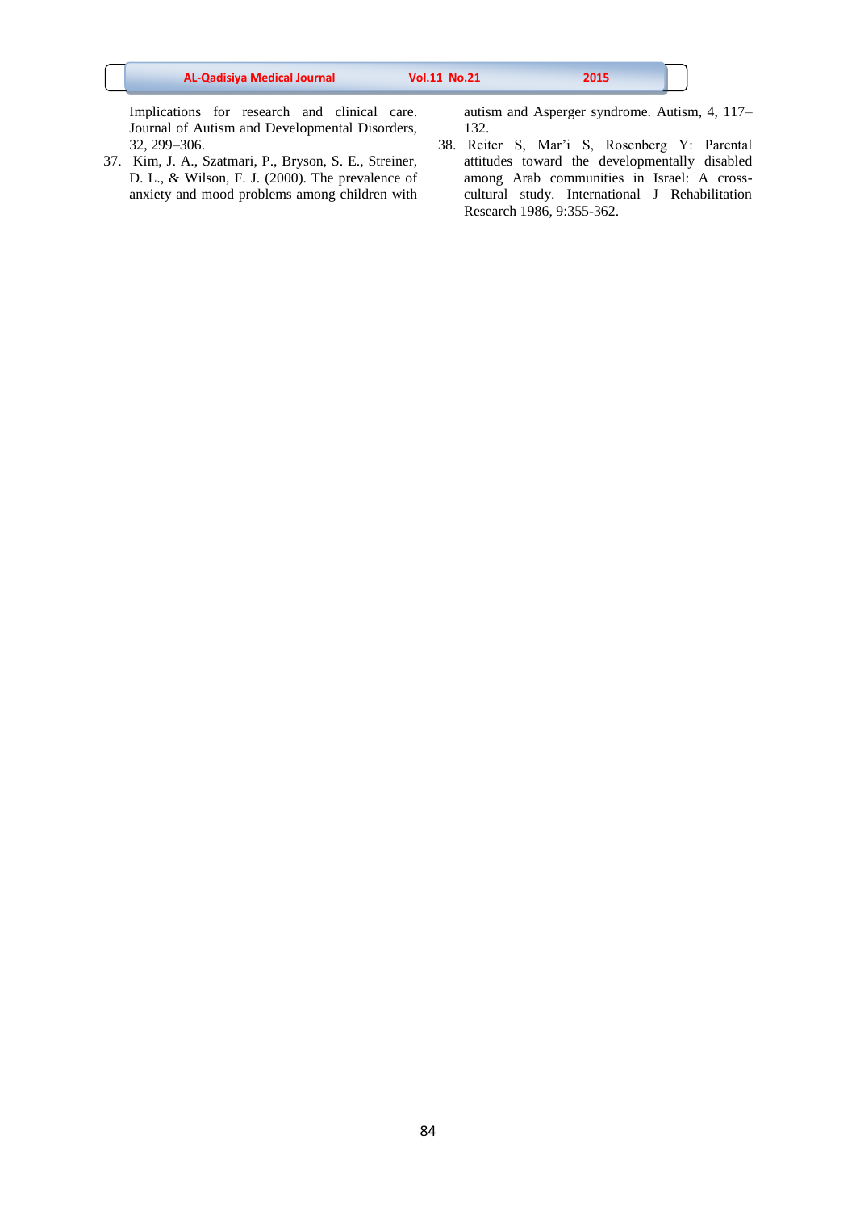Implications for research and clinical care. Journal of Autism and Developmental Disorders, 32, 299–306.

37. Kim, J. A., Szatmari, P., Bryson, S. E., Streiner, D. L., & Wilson, F. J. (2000). The prevalence of anxiety and mood problems among children with autism and Asperger syndrome. Autism, 4, 117–132.
38. Reiter S, Mar'i S, Rosenberg Y: Parental attitudes toward the developmentally disabled among Arab communities in Israel: A cross-cultural study. International J Rehabilitation Research 1986, 9:355-362.